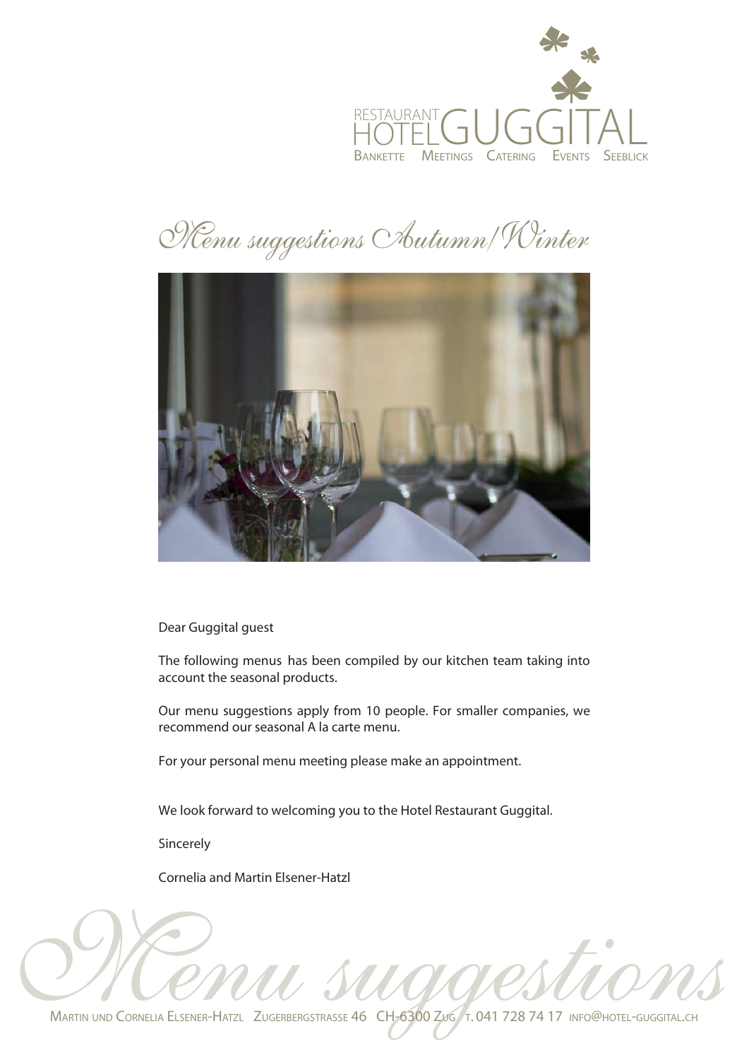RESTAURANT HOTEL GUGGITAL

BANKETTE MEETINGS CATERING EVENTS SEEBLICK

# Menu suggestions Autumn/Winter

Dear Guggital guest

The following menus has been compiled by our kitchen team taking into account the seasonal products.

Our menu suggestions apply from 10 people. For smaller companies, we recommend our seasonal A la carte menu.

For your personal menu meeting please make an appointment.

We look forward to welcoming you to the Hotel Restaurant Guggital.

Sincerely

Cornelia and Martin Elsener-Hatzl

Menu suggestions

MARTIN UND CORNELIA ELSENER-HATZL ZUGERBERGSTRASSE 46 CH-6300 ZUG T. 041 728 74 17 INFO@HOTEL-GUGGITAL.CH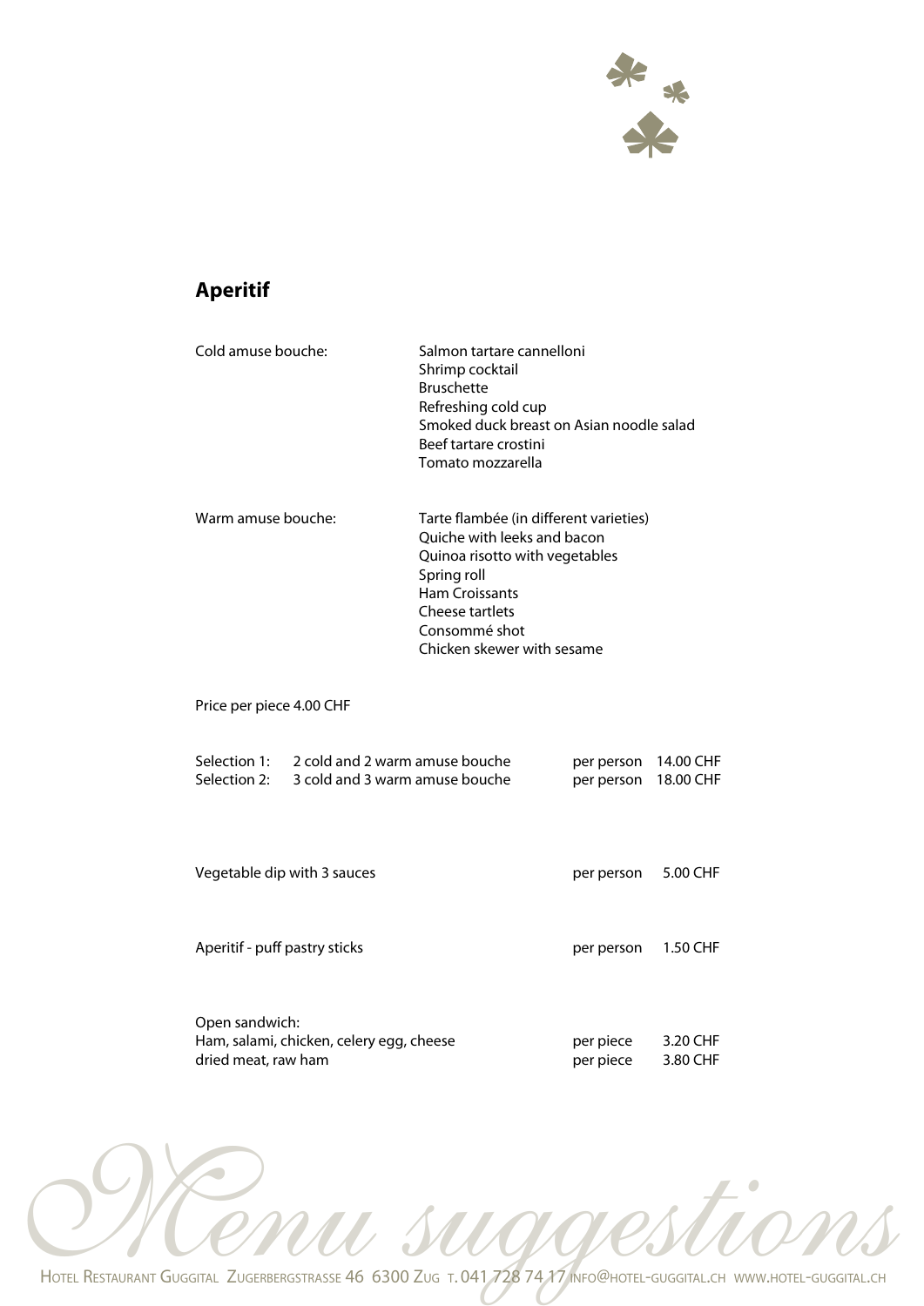## Aperitif

Cold amuse bouche:

- Salmon tartare cannelloni
- Shrimp cocktail
- Bruschette
- Refreshing cold cup
- Smoked duck breast on Asian noodle salad
- Beef tartare crostini
- Tomato mozzarella

Warm amuse bouche:

- Tarte flambée (in different varieties)
- Quiche with leeks and bacon
- Quinoa risotto with vegetables
- Spring roll
- Ham Croissants
- Cheese tartlets
- Consommé shot
- Chicken skewer with sesame

Price per piece 4.00 CHF

| | | | |
|---|---|---|---|
| Selection 1: | 2 cold and 2 warm amuse bouche | per person | 14.00 CHF |
| Selection 2: | 3 cold and 3 warm amuse bouche | per person | 18.00 CHF |

| | | |
|---|---|---|
| Vegetable dip with 3 sauces | per person | 5.00 CHF |
| Aperitif - puff pastry sticks | per person | 1.50 CHF |

Open sandwich:

| | | |
|---|---|---|
| Ham, salami, chicken, celery egg, cheese | per piece | 3.20 CHF |
| dried meat, raw ham | per piece | 3.80 CHF |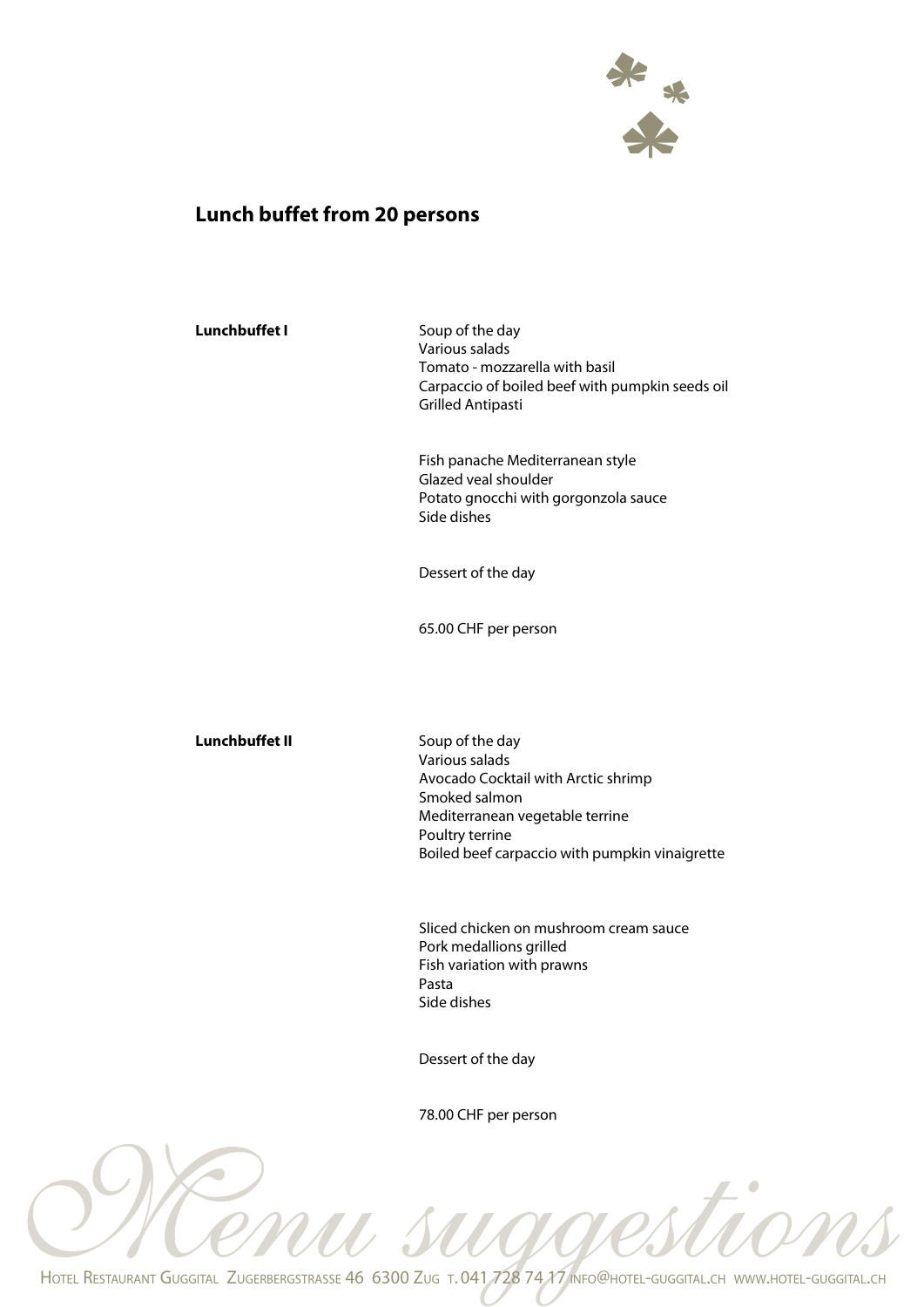## Lunch buffet from 20 persons

**Lunchbuffet I**

Soup of the day
Various salads
Tomato - mozzarella with basil
Carpaccio of boiled beef with pumpkin seeds oil
Grilled Antipasti

Fish panache Mediterranean style
Glazed veal shoulder
Potato gnocchi with gorgonzola sauce
Side dishes

Dessert of the day

65.00 CHF per person

**Lunchbuffet II**

Soup of the day
Various salads
Avocado Cocktail with Arctic shrimp
Smoked salmon
Mediterranean vegetable terrine
Poultry terrine
Boiled beef carpaccio with pumpkin vinaigrette

Sliced chicken on mushroom cream sauce
Pork medallions grilled
Fish variation with prawns
Pasta
Side dishes

Dessert of the day

78.00 CHF per person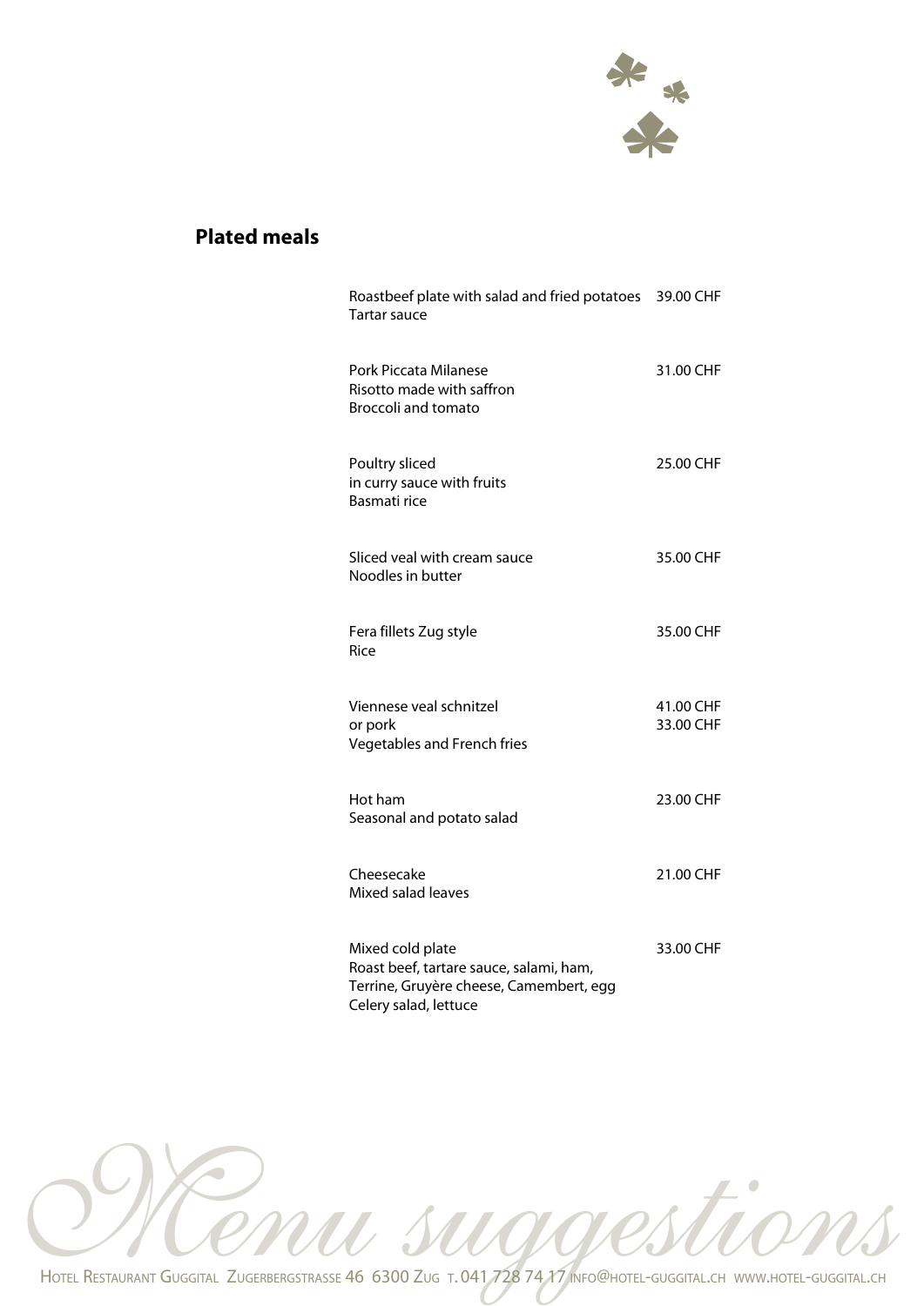## Plated meals

| | |
|---|---|
| Roastbeef plate with salad and fried potatoes<br>Tartar sauce | 39.00 CHF |
| Pork Piccata Milanese<br>Risotto made with saffron<br>Broccoli and tomato | 31.00 CHF |
| Poultry sliced<br>in curry sauce with fruits<br>Basmati rice | 25.00 CHF |
| Sliced veal with cream sauce<br>Noodles in butter | 35.00 CHF |
| Fera fillets Zug style<br>Rice | 35.00 CHF |
| Viennese veal schnitzel<br>or pork<br>Vegetables and French fries | 41.00 CHF<br>33.00 CHF |
| Hot ham<br>Seasonal and potato salad | 23.00 CHF |
| Cheesecake<br>Mixed salad leaves | 21.00 CHF |
| Mixed cold plate<br>Roast beef, tartare sauce, salami, ham,<br>Terrine, Gruyère cheese, Camembert, egg<br>Celery salad, lettuce | 33.00 CHF |

Menu suggestions

Hotel Restaurant Guggital Zugerbergstrasse 46 6300 Zug T. 041 728 74 17 info@hotel-guggital.ch www.hotel-guggital.ch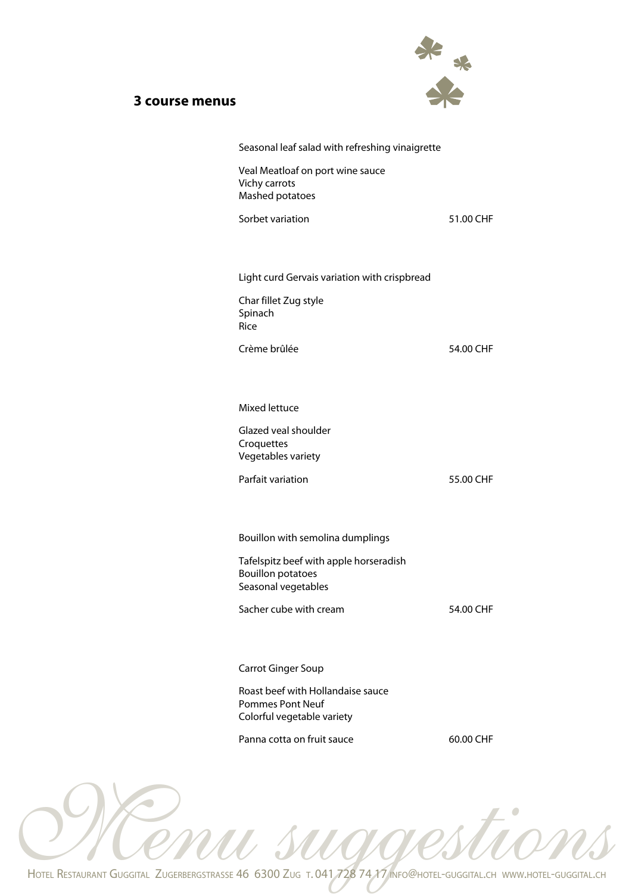## 3 course menus

Seasonal leaf salad with refreshing vinaigrette

Veal Meatloaf on port wine sauce
Vichy carrots
Mashed potatoes

Sorbet variation — 51.00 CHF

Light curd Gervais variation with crispbread

Char fillet Zug style
Spinach
Rice

Crème brûlée — 54.00 CHF

Mixed lettuce

Glazed veal shoulder
Croquettes
Vegetables variety

Parfait variation — 55.00 CHF

Bouillon with semolina dumplings

Tafelspitz beef with apple horseradish
Bouillon potatoes
Seasonal vegetables

Sacher cube with cream — 54.00 CHF

Carrot Ginger Soup

Roast beef with Hollandaise sauce
Pommes Pont Neuf
Colorful vegetable variety

Panna cotta on fruit sauce — 60.00 CHF

*Menu suggestions*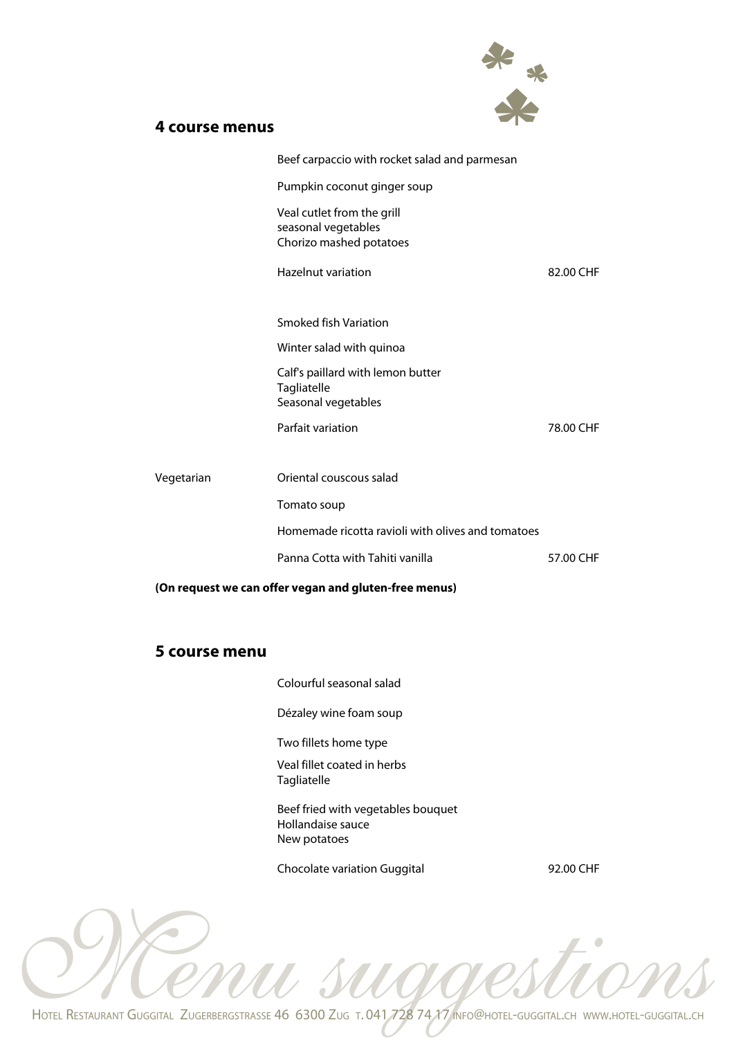## 4 course menus

| | | |
|---|---|---|
| | Beef carpaccio with rocket salad and parmesan | |
| | Pumpkin coconut ginger soup | |
| | Veal cutlet from the grill<br>seasonal vegetables<br>Chorizo mashed potatoes | |
| | Hazelnut variation | 82.00 CHF |
| | Smoked fish Variation | |
| | Winter salad with quinoa | |
| | Calf's paillard with lemon butter<br>Tagliatelle<br>Seasonal vegetables | |
| | Parfait variation | 78.00 CHF |
| Vegetarian | Oriental couscous salad | |
| | Tomato soup | |
| | Homemade ricotta ravioli with olives and tomatoes | |
| | Panna Cotta with Tahiti vanilla | 57.00 CHF |

**(On request we can offer vegan and gluten-free menus)**

## 5 course menu

| | |
|---|---|
| Colourful seasonal salad | |
| Dézaley wine foam soup | |
| Two fillets home type | |
| Veal fillet coated in herbs<br>Tagliatelle | |
| Beef fried with vegetables bouquet<br>Hollandaise sauce<br>New potatoes | |
| Chocolate variation Guggital | 92.00 CHF |

Menu suggestions

Hotel Restaurant Guggital Zugerbergstrasse 46 6300 Zug T. 041 728 74 17 info@hotel-guggital.ch www.hotel-guggital.ch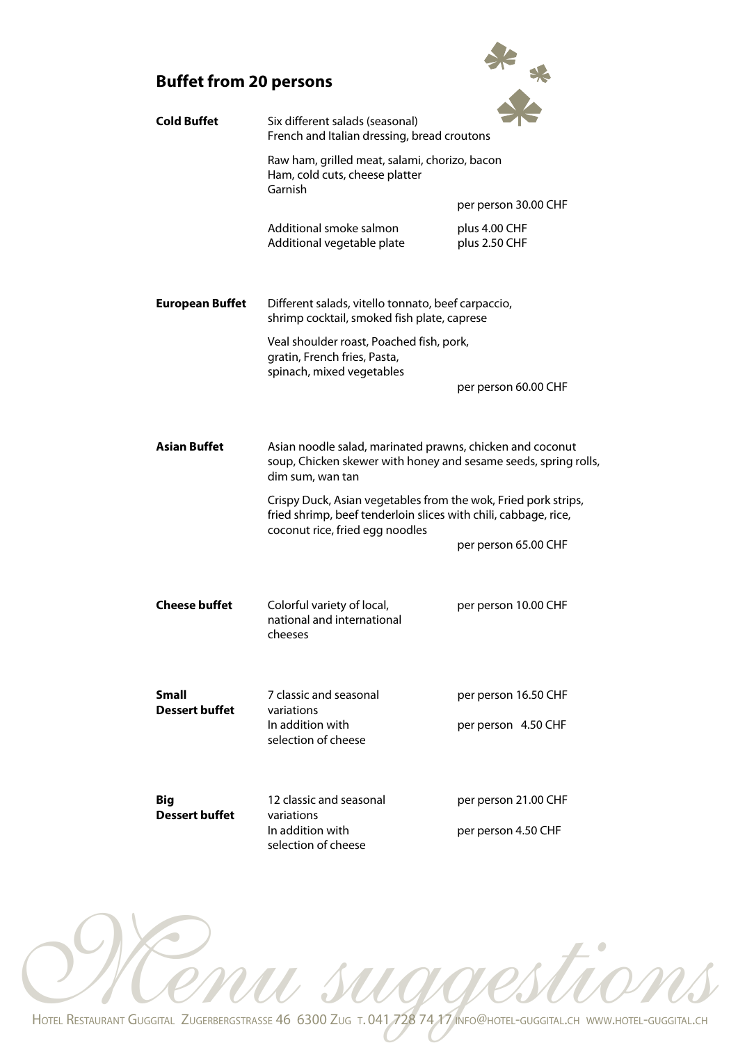## Buffet from 20 persons

| | | |
|---|---|---|
| **Cold Buffet** | Six different salads (seasonal)<br>French and Italian dressing, bread croutons | |
| | Raw ham, grilled meat, salami, chorizo, bacon<br>Ham, cold cuts, cheese platter<br>Garnish | per person 30.00 CHF |
| | Additional smoke salmon | plus 4.00 CHF |
| | Additional vegetable plate | plus 2.50 CHF |
| **European Buffet** | Different salads, vitello tonnato, beef carpaccio, shrimp cocktail, smoked fish plate, caprese | |
| | Veal shoulder roast, Poached fish, pork, gratin, French fries, Pasta, spinach, mixed vegetables | per person 60.00 CHF |
| **Asian Buffet** | Asian noodle salad, marinated prawns, chicken and coconut soup, Chicken skewer with honey and sesame seeds, spring rolls, dim sum, wan tan | |
| | Crispy Duck, Asian vegetables from the wok, Fried pork strips, fried shrimp, beef tenderloin slices with chili, cabbage, rice, coconut rice, fried egg noodles | per person 65.00 CHF |
| **Cheese buffet** | Colorful variety of local, national and international cheeses | per person 10.00 CHF |
| **Small Dessert buffet** | 7 classic and seasonal variations | per person 16.50 CHF |
| | In addition with selection of cheese | per person 4.50 CHF |
| **Big Dessert buffet** | 12 classic and seasonal variations | per person 21.00 CHF |
| | In addition with selection of cheese | per person 4.50 CHF |

*Menu suggestions*

Hotel Restaurant Guggital Zugerbergstrasse 46 6300 Zug T. 041 728 74 17 info@hotel-guggital.ch www.hotel-guggital.ch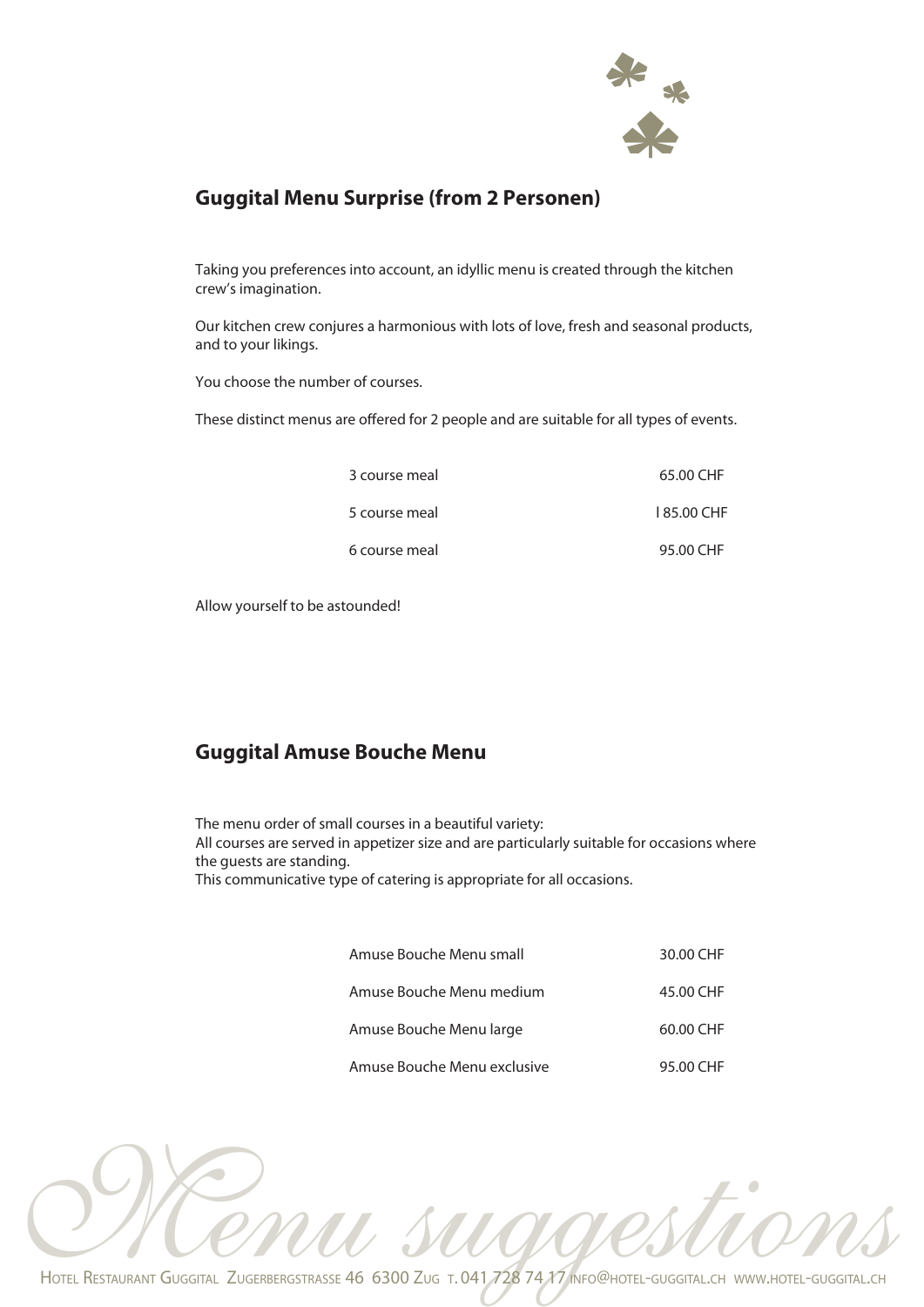## Guggital Menu Surprise (from 2 Personen)

Taking you preferences into account, an idyllic menu is created through the kitchen crew's imagination.

Our kitchen crew conjures a harmonious with lots of love, fresh and seasonal products, and to your likings.

You choose the number of courses.

These distinct menus are offered for 2 people and are suitable for all types of events.

| | |
|---|---|
| 3 course meal | 65.00 CHF |
| 5 course meal | l 85.00 CHF |
| 6 course meal | 95.00 CHF |

Allow yourself to be astounded!

## Guggital Amuse Bouche Menu

The menu order of small courses in a beautiful variety:
All courses are served in appetizer size and are particularly suitable for occasions where the guests are standing.
This communicative type of catering is appropriate for all occasions.

| | |
|---|---|
| Amuse Bouche Menu small | 30.00 CHF |
| Amuse Bouche Menu medium | 45.00 CHF |
| Amuse Bouche Menu large | 60.00 CHF |
| Amuse Bouche Menu exclusive | 95.00 CHF |

Menu suggestions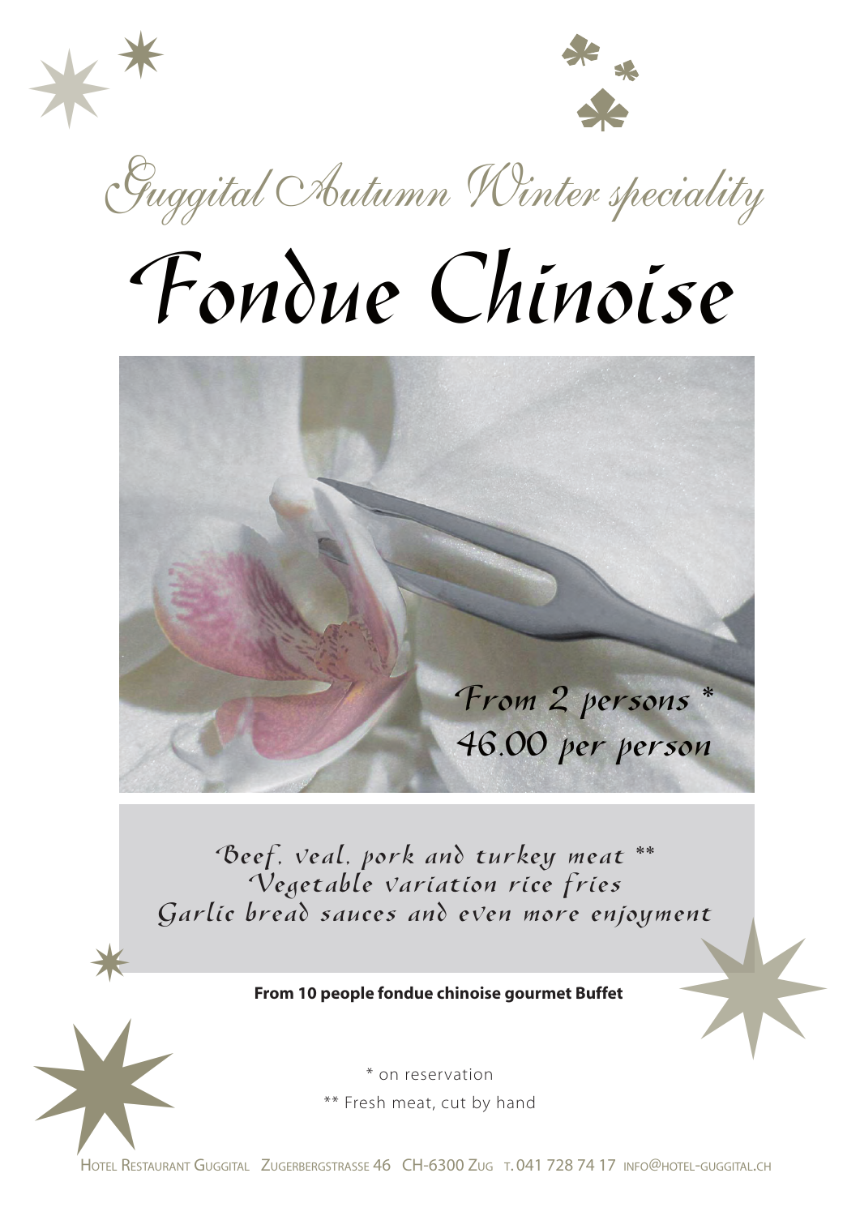*Guggital Autumn Winter speciality*

# Fondue Chinoise

From 2 persons *
46.00 per person

Beef, veal, pork and turkey meat **
Vegetable variation rice fries
Garlic bread sauces and even more enjoyment

**From 10 people fondue chinoise gourmet Buffet**

* on reservation

** Fresh meat, cut by hand

Hotel Restaurant Guggital Zugerbergstrasse 46 CH-6300 Zug T. 041 728 74 17 info@hotel-guggital.ch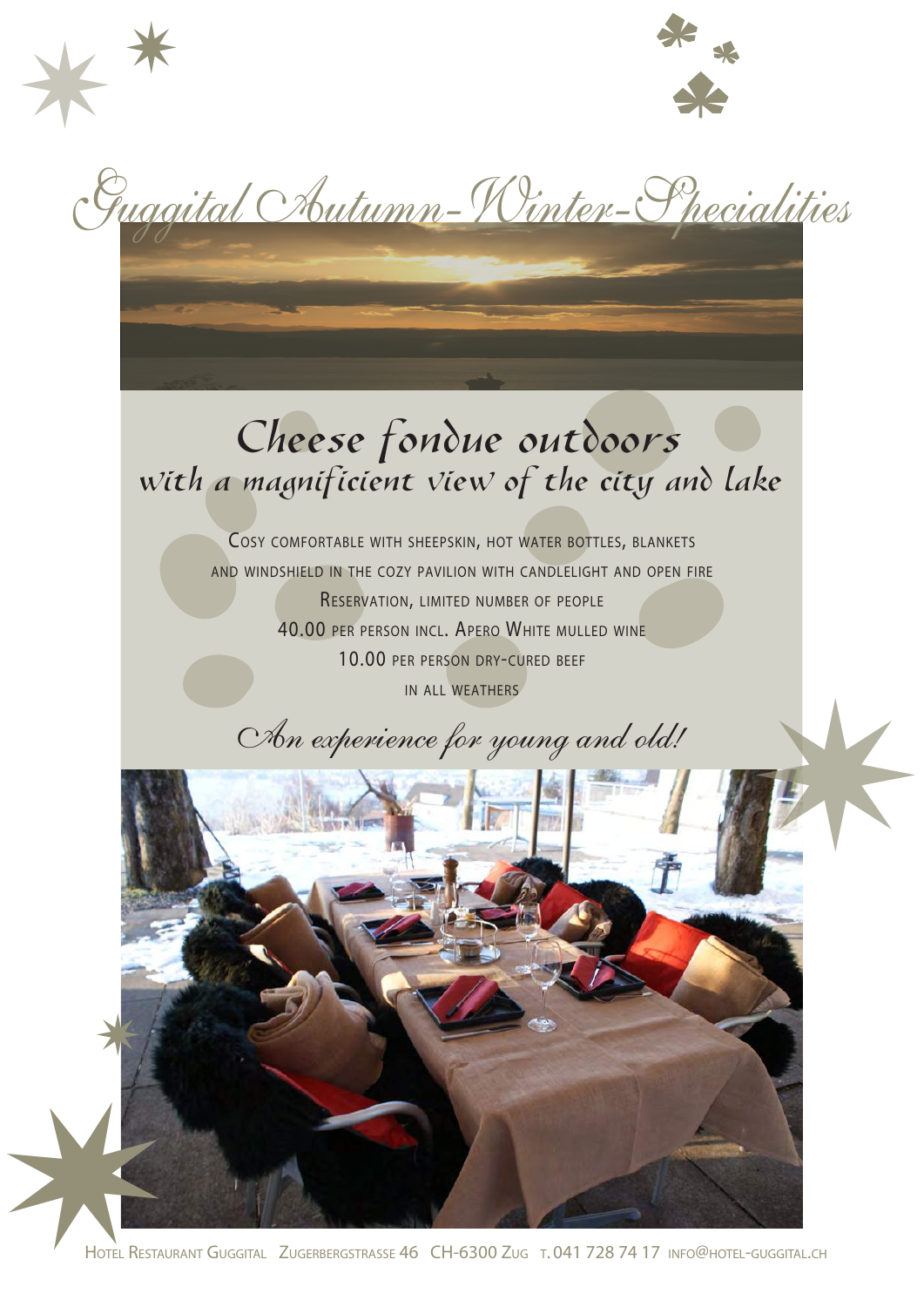# Guggital Autumn-Winter-Specialities

## Cheese fondue outdoors
### with a magnificent view of the city and lake

Cosy comfortable with sheepskin, hot water bottles, blankets
and windshield in the cozy pavilion with candlelight and open fire
Reservation, limited number of people
40.00 per person incl. Apero White mulled wine
10.00 per person dry-cured beef
in all weathers

*An experience for young and old!*

Hotel Restaurant Guggital Zugerbergstrasse 46 CH-6300 Zug T. 041 728 74 17 info@hotel-guggital.ch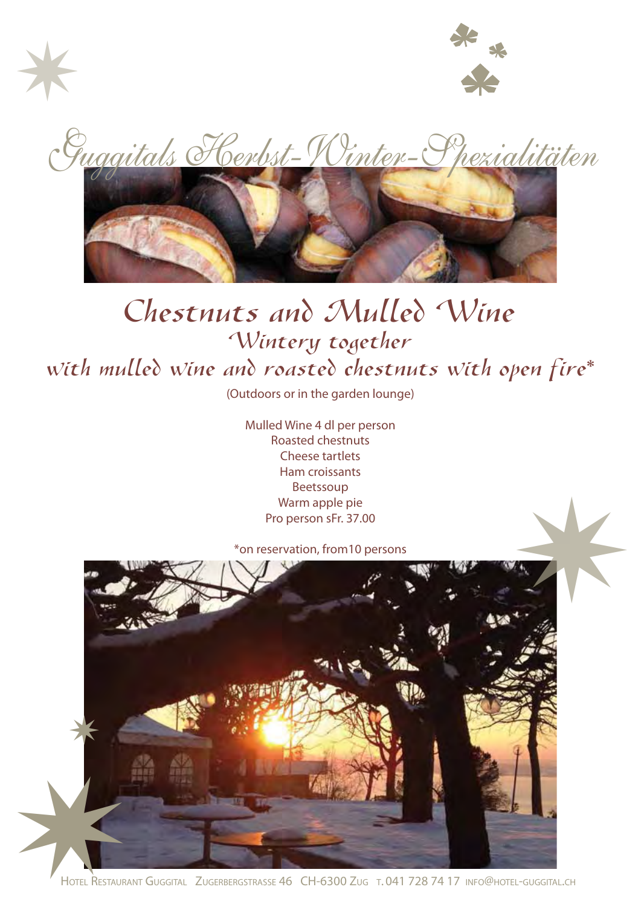# Guggitals Herbst-Winter-Spezialitäten

## Chestnuts and Mulled Wine

### Wintery together

### with mulled wine and roasted chestnuts with open fire*

(Outdoors or in the garden lounge)

Mulled Wine 4 dl per person
Roasted chestnuts
Cheese tartlets
Ham croissants
Beetssoup
Warm apple pie
Pro person sFr. 37.00

*on reservation, from10 persons

Hotel Restaurant Guggital Zugerbergstrasse 46 CH-6300 Zug T. 041 728 74 17 info@hotel-guggital.ch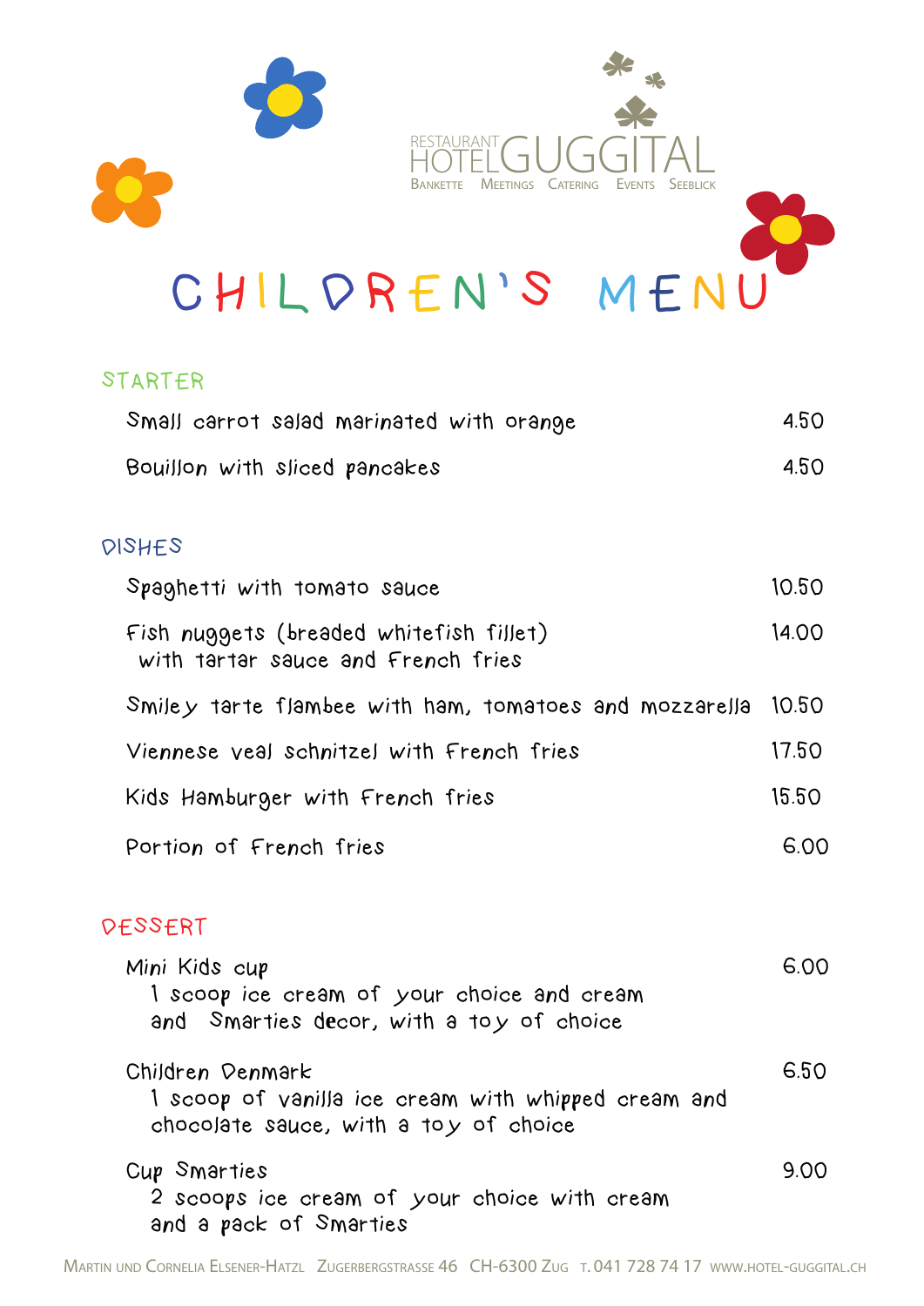RESTAURANT HOTEL GUGGITAL

BANKETTE MEETINGS CATERING EVENTS SEEBLICK

# CHILDREN'S MENU

## STARTER

| | |
|---|---|
| Small carrot salad marinated with orange | 4.50 |
| Bouillon with sliced pancakes | 4.50 |

## DISHES

| | |
|---|---|
| Spaghetti with tomato sauce | 10.50 |
| Fish nuggets (breaded whitefish fillet) with tartar sauce and French fries | 14.00 |
| Smiley tarte flambee with ham, tomatoes and mozzarella | 10.50 |
| Viennese veal schnitzel with French fries | 17.50 |
| Kids Hamburger with French fries | 15.50 |
| Portion of French fries | 6.00 |

## DESSERT

| | |
|---|---|
| Mini Kids cup<br>1 scoop ice cream of your choice and cream and Smarties decor, with a toy of choice | 6.00 |
| Children Denmark<br>1 scoop of vanilla ice cream with whipped cream and chocolate sauce, with a toy of choice | 6.50 |
| Cup Smarties<br>2 scoops ice cream of your choice with cream and a pack of Smarties | 9.00 |

MARTIN UND CORNELIA ELSENER-HATZL ZUGERBERGSTRASSE 46 CH-6300 ZUG T. 041 728 74 17 WWW.HOTEL-GUGGITAL.CH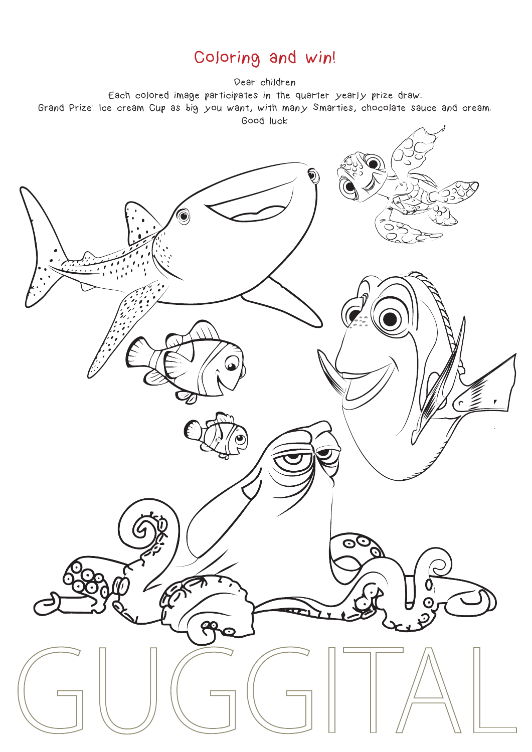# Coloring and win!

Dear children

Each colored image participates in the quarter yearly prize draw.

Grand Prize: Ice cream Cup as big you want, with many Smarties, chocolate sauce and cream.

Good luck

GUGGITAL